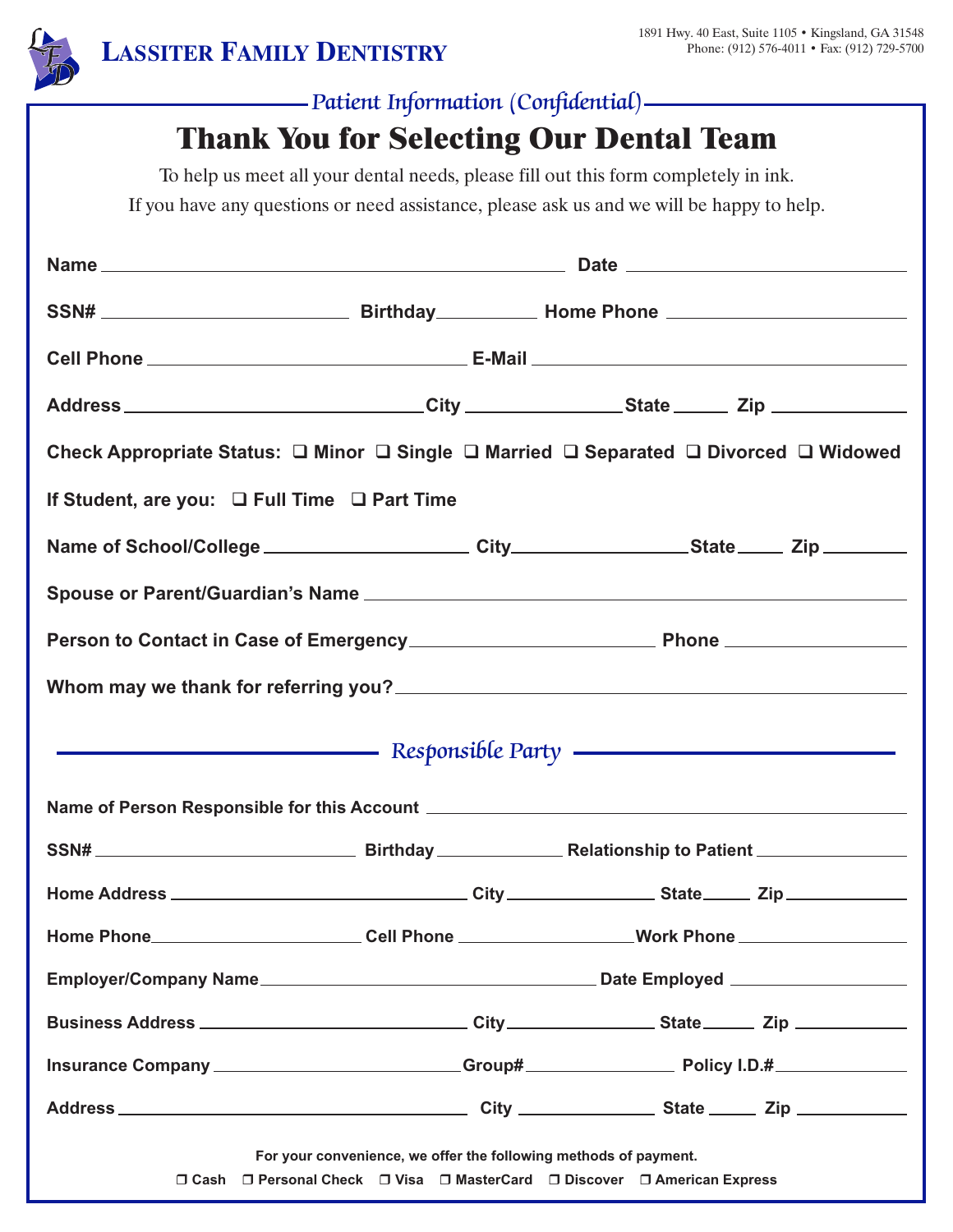# Lassiter Family Dentistry

1891 Hwy. 40 East, Suite 1105 • Kingsland, GA 31548
Phone: (912) 576-4011 • Fax: (912) 729-5700

*Patient Information (Confidential)*

## Thank You for Selecting Our Dental Team

To help us meet all your dental needs, please fill out this form completely in ink.
If you have any questions or need assistance, please ask us and we will be happy to help.

**Name** ______________________ **Date** ______________

**SSN#** ______________ **Birthday** __________ **Home Phone** ______________

**Cell Phone** ______________ **E-Mail** ______________________

**Address** ______________ **City** __________ **State** _____ **Zip** ________

**Check Appropriate Status:** ❑ **Minor** ❑ **Single** ❑ **Married** ❑ **Separated** ❑ **Divorced** ❑ **Widowed**

**If Student, are you:** ❑ **Full Time** ❑ **Part Time**

**Name of School/College** ______________ **City** __________ **State** _____ **Zip** ________

**Spouse or Parent/Guardian's Name** ______________________

**Person to Contact in Case of Emergency** ______________ **Phone** ______________

**Whom may we thank for referring you?** ______________________

*Responsible Party*

**Name of Person Responsible for this Account** ______________________

**SSN#** ______________ **Birthday** __________ **Relationship to Patient** ______________

**Home Address** ______________ **City** __________ **State** _____ **Zip** ________

**Home Phone** ______________ **Cell Phone** ______________ **Work Phone** ______________

**Employer/Company Name** ______________________ **Date Employed** ______________

**Business Address** ______________ **City** __________ **State** _____ **Zip** ________

**Insurance Company** ______________ **Group#** __________ **Policy I.D.#** __________

**Address** ______________ **City** __________ **State** _____ **Zip** ________

**For your convenience, we offer the following methods of payment.**

❒ **Cash** ❒ **Personal Check** ❒ **Visa** ❒ **MasterCard** ❒ **Discover** ❒ **American Express**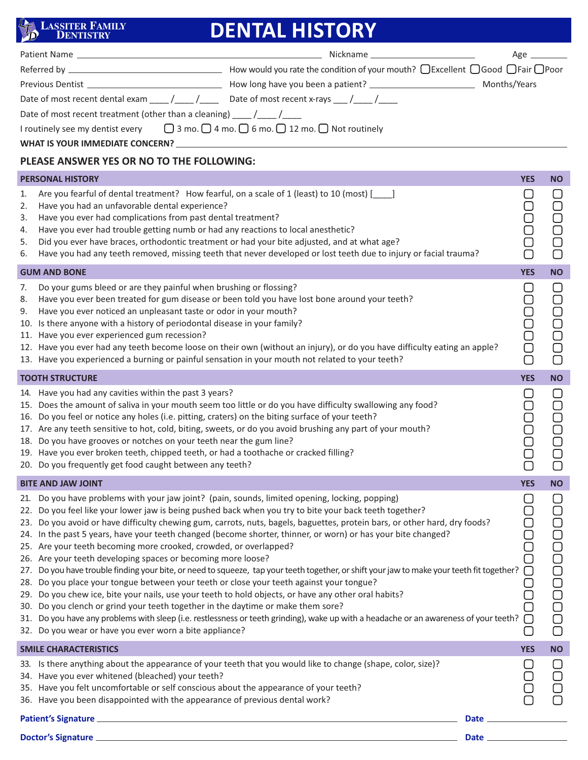**LASSITER FAMILY DENTISTRY**

# DENTAL HISTORY

Patient Name ______________________ Nickname ______________ Age ______

Referred by ______________________ How would you rate the condition of your mouth? ☐ Excellent ☐ Good ☐ Fair ☐ Poor

Previous Dentist ______________________ How long have you been a patient? ______________ Months/Years

Date of most recent dental exam ____ /____ /____ Date of most recent x-rays ___ /____ /____

Date of most recent treatment (other than a cleaning) ____ /____ /____

I routinely see my dentist every ☐ 3 mo. ☐ 4 mo. ☐ 6 mo. ☐ 12 mo. ☐ Not routinely

**WHAT IS YOUR IMMEDIATE CONCERN?** ______________________

## PLEASE ANSWER YES OR NO TO THE FOLLOWING:

| PERSONAL HISTORY | YES | NO |
|---|---|---|
| 1. Are you fearful of dental treatment? How fearful, on a scale of 1 (least) to 10 (most) [____] | ☐ | ☐ |
| 2. Have you had an unfavorable dental experience? | ☐ | ☐ |
| 3. Have you ever had complications from past dental treatment? | ☐ | ☐ |
| 4. Have you ever had trouble getting numb or had any reactions to local anesthetic? | ☐ | ☐ |
| 5. Did you ever have braces, orthodontic treatment or had your bite adjusted, and at what age? | ☐ | ☐ |
| 6. Have you had any teeth removed, missing teeth that never developed or lost teeth due to injury or facial trauma? | ☐ | ☐ |

| GUM AND BONE | YES | NO |
|---|---|---|
| 7. Do your gums bleed or are they painful when brushing or flossing? | ☐ | ☐ |
| 8. Have you ever been treated for gum disease or been told you have lost bone around your teeth? | ☐ | ☐ |
| 9. Have you ever noticed an unpleasant taste or odor in your mouth? | ☐ | ☐ |
| 10. Is there anyone with a history of periodontal disease in your family? | ☐ | ☐ |
| 11. Have you ever experienced gum recession? | ☐ | ☐ |
| 12. Have you ever had any teeth become loose on their own (without an injury), or do you have difficulty eating an apple? | ☐ | ☐ |
| 13. Have you experienced a burning or painful sensation in your mouth not related to your teeth? | ☐ | ☐ |

| TOOTH STRUCTURE | YES | NO |
|---|---|---|
| 14. Have you had any cavities within the past 3 years? | ☐ | ☐ |
| 15. Does the amount of saliva in your mouth seem too little or do you have difficulty swallowing any food? | ☐ | ☐ |
| 16. Do you feel or notice any holes (i.e. pitting, craters) on the biting surface of your teeth? | ☐ | ☐ |
| 17. Are any teeth sensitive to hot, cold, biting, sweets, or do you avoid brushing any part of your mouth? | ☐ | ☐ |
| 18. Do you have grooves or notches on your teeth near the gum line? | ☐ | ☐ |
| 19. Have you ever broken teeth, chipped teeth, or had a toothache or cracked filling? | ☐ | ☐ |
| 20. Do you frequently get food caught between any teeth? | ☐ | ☐ |

| BITE AND JAW JOINT | YES | NO |
|---|---|---|
| 21. Do you have problems with your jaw joint? (pain, sounds, limited opening, locking, popping) | ☐ | ☐ |
| 22. Do you feel like your lower jaw is being pushed back when you try to bite your back teeth together? | ☐ | ☐ |
| 23. Do you avoid or have difficulty chewing gum, carrots, nuts, bagels, baguettes, protein bars, or other hard, dry foods? | ☐ | ☐ |
| 24. In the past 5 years, have your teeth changed (become shorter, thinner, or worn) or has your bite changed? | ☐ | ☐ |
| 25. Are your teeth becoming more crooked, crowded, or overlapped? | ☐ | ☐ |
| 26. Are your teeth developing spaces or becoming more loose? | ☐ | ☐ |
| 27. Do you have trouble finding your bite, or need to squeeze, tap your teeth together, or shift your jaw to make your teeth fit together? | ☐ | ☐ |
| 28. Do you place your tongue between your teeth or close your teeth against your tongue? | ☐ | ☐ |
| 29. Do you chew ice, bite your nails, use your teeth to hold objects, or have any other oral habits? | ☐ | ☐ |
| 30. Do you clench or grind your teeth together in the daytime or make them sore? | ☐ | ☐ |
| 31. Do you have any problems with sleep (i.e. restlessness or teeth grinding), wake up with a headache or an awareness of your teeth? | ☐ | ☐ |
| 32. Do you wear or have you ever worn a bite appliance? | ☐ | ☐ |

| SMILE CHARACTERISTICS | YES | NO |
|---|---|---|
| 33. Is there anything about the appearance of your teeth that you would like to change (shape, color, size)? | ☐ | ☐ |
| 34. Have you ever whitened (bleached) your teeth? | ☐ | ☐ |
| 35. Have you felt uncomfortable or self conscious about the appearance of your teeth? | ☐ | ☐ |
| 36. Have you been disappointed with the appearance of previous dental work? | ☐ | ☐ |

**Patient's Signature** ______________________ **Date** ______________

**Doctor's Signature** ______________________ **Date** ______________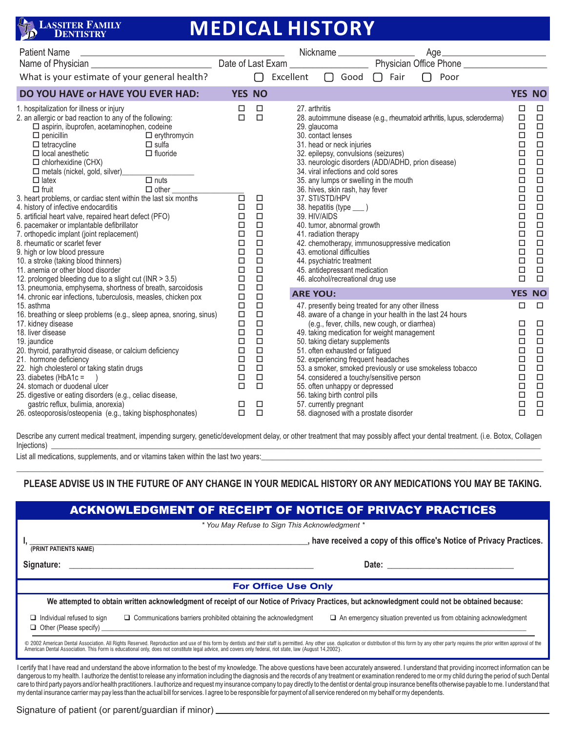**LASSITER FAMILY DENTISTRY**

# MEDICAL HISTORY

Patient Name ______________________________ Nickname ________________ Age ____________

Name of Physician ________________________ Date of Last Exam ________________ Physician Office Phone ________________

What is your estimate of your general health? ☐ Excellent ☐ Good ☐ Fair ☐ Poor

## DO YOU HAVE or HAVE YOU EVER HAD:

| | YES | NO |
|---|---|---|
| 1. hospitalization for illness or injury | ☐ | ☐ |
| 2. an allergic or bad reaction to any of the following: ☐ aspirin, ibuprofen, acetaminophen, codeine ☐ penicillin ☐ erythromycin ☐ tetracycline ☐ sulfa ☐ local anesthetic ☐ fluoride ☐ chlorhexidine (CHX) ☐ metals (nickel, gold, silver)________ ☐ latex ☐ nuts ☐ fruit ☐ other ________ | ☐ | ☐ |
| 3. heart problems, or cardiac stent within the last six months | ☐ | ☐ |
| 4. history of infective endocarditis | ☐ | ☐ |
| 5. artificial heart valve, repaired heart defect (PFO) | ☐ | ☐ |
| 6. pacemaker or implantable defibrillator | ☐ | ☐ |
| 7. orthopedic implant (joint replacement) | ☐ | ☐ |
| 8. rheumatic or scarlet fever | ☐ | ☐ |
| 9. high or low blood pressure | ☐ | ☐ |
| 10. a stroke (taking blood thinners) | ☐ | ☐ |
| 11. anemia or other blood disorder | ☐ | ☐ |
| 12. prolonged bleeding due to a slight cut (INR > 3.5) | ☐ | ☐ |
| 13. pneumonia, emphysema, shortness of breath, sarcoidosis | ☐ | ☐ |
| 14. chronic ear infections, tuberculosis, measles, chicken pox | ☐ | ☐ |
| 15. asthma | ☐ | ☐ |
| 16. breathing or sleep problems (e.g., sleep apnea, snoring, sinus) | ☐ | ☐ |
| 17. kidney disease | ☐ | ☐ |
| 18. liver disease | ☐ | ☐ |
| 19. jaundice | ☐ | ☐ |
| 20. thyroid, parathyroid disease, or calcium deficiency | ☐ | ☐ |
| 21. hormone deficiency | ☐ | ☐ |
| 22. high cholesterol or taking statin drugs | ☐ | ☐ |
| 23. diabetes (HbA1c = ) | ☐ | ☐ |
| 24. stomach or duodenal ulcer | ☐ | ☐ |
| 25. digestive or eating disorders (e.g., celiac disease, gastric reflux, bulimia, anorexia) | ☐ | ☐ |
| 26. osteoporosis/osteopenia (e.g., taking bisphosphonates) | ☐ | ☐ |
| 27. arthritis | ☐ | ☐ |
| 28. autoimmune disease (e.g., rheumatoid arthritis, lupus, scleroderma) | ☐ | ☐ |
| 29. glaucoma | ☐ | ☐ |
| 30. contact lenses | ☐ | ☐ |
| 31. head or neck injuries | ☐ | ☐ |
| 32. epilepsy, convulsions (seizures) | ☐ | ☐ |
| 33. neurologic disorders (ADD/ADHD, prion disease) | ☐ | ☐ |
| 34. viral infections and cold sores | ☐ | ☐ |
| 35. any lumps or swelling in the mouth | ☐ | ☐ |
| 36. hives, skin rash, hay fever | ☐ | ☐ |
| 37. STI/STD/HPV | ☐ | ☐ |
| 38. hepatitis (type ___ ) | ☐ | ☐ |
| 39. HIV/AIDS | ☐ | ☐ |
| 40. tumor, abnormal growth | ☐ | ☐ |
| 41. radiation therapy | ☐ | ☐ |
| 42. chemotherapy, immunosuppressive medication | ☐ | ☐ |
| 43. emotional difficulties | ☐ | ☐ |
| 44. psychiatric treatment | ☐ | ☐ |
| 45. antidepressant medication | ☐ | ☐ |
| 46. alcohol/recreational drug use | ☐ | ☐ |

## ARE YOU:

| | YES | NO |
|---|---|---|
| 47. presently being treated for any other illness | ☐ | ☐ |
| 48. aware of a change in your health in the last 24 hours (e.g., fever, chills, new cough, or diarrhea) | ☐ | ☐ |
| 49. taking medication for weight management | ☐ | ☐ |
| 50. taking dietary supplements | ☐ | ☐ |
| 51. often exhausted or fatigued | ☐ | ☐ |
| 52. experiencing frequent headaches | ☐ | ☐ |
| 53. a smoker, smoked previously or use smokeless tobacco | ☐ | ☐ |
| 54. considered a touchy/sensitive person | ☐ | ☐ |
| 55. often unhappy or depressed | ☐ | ☐ |
| 56. taking birth control pills | ☐ | ☐ |
| 57. currently pregnant | ☐ | ☐ |
| 58. diagnosed with a prostate disorder | ☐ | ☐ |

Describe any current medical treatment, impending surgery, genetic/development delay, or other treatment that may possibly affect your dental treatment. (i.e. Botox, Collagen Injections) ________________________________________

List all medications, supplements, and or vitamins taken within the last two years: ________________________________________

**PLEASE ADVISE US IN THE FUTURE OF ANY CHANGE IN YOUR MEDICAL HISTORY OR ANY MEDICATIONS YOU MAY BE TAKING.**

## ACKNOWLEDGMENT OF RECEIPT OF NOTICE OF PRIVACY PRACTICES

*\* You May Refuse to Sign This Acknowledgment \**

**I,** ________________________________________**, have received a copy of this office's Notice of Privacy Practices.**
(PRINT PATIENTS NAME)

**Signature:** ________________________________ **Date:** ____________________

### For Office Use Only

**We attempted to obtain written acknowledgment of receipt of our Notice of Privacy Practices, but acknowledgment could not be obtained because:**

☐ Individual refused to sign ☐ Communications barriers prohibited obtaining the acknowledgment ☐ An emergency situation prevented us from obtaining acknowledgment
☐ Other (Please specify) ________________________________________

© 2002 American Dental Association. All Rights Reserved. Reproduction and use of this form by dentists and their staff is permitted. Any other use, duplication or distribution of this form by any other party requires the prior written approval of the American Dental Association. This Form is educational only, does not constitute legal advice, and covers only federal, riot state, law (August 14,2002}.

I certify that I have read and understand the above information to the best of my knowledge. The above questions have been accurately answered. I understand that providing incorrect information can be dangerous to my health. I authorize the dentist to release any information including the diagnosis and the records of any treatment or examination rendered to me or my child during the period of such Dental care to third party payors and/or health practitioners. I authorize and request my insurance company to pay directly to the dentist or dental group insurance benefits otherwise payable to me. I understand that my dental insurance carrier may pay less than the actual bill for services. I agree to be responsible for payment of all service rendered on my behalf or my dependents.

Signature of patient (or parent/guardian if minor) ________________________________________